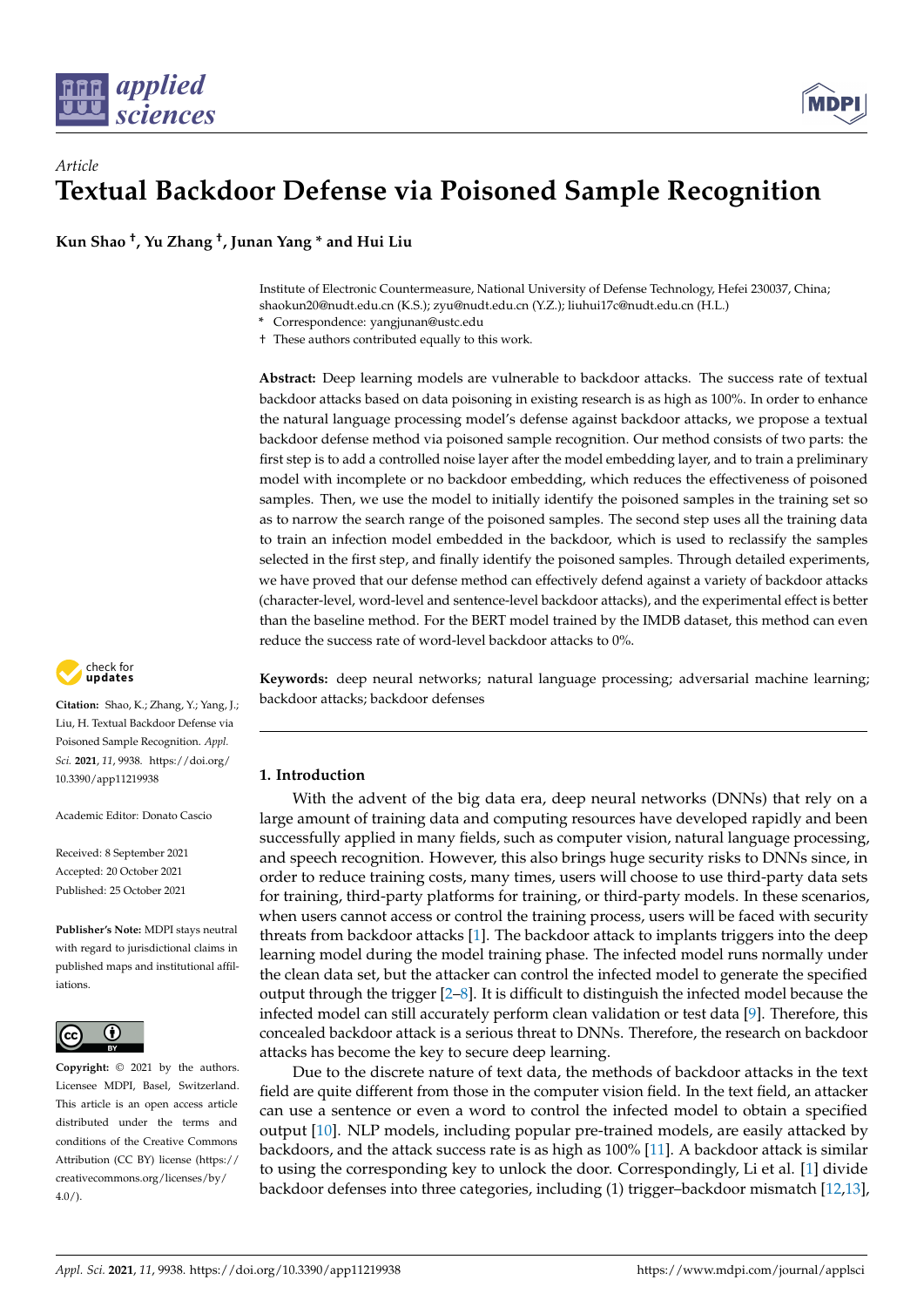*Article*

# Textual Backdoor Defense via Poisoned Sample Recognition

**Kun Shao [†], Yu Zhang [†], Junan Yang * and Hui Liu**

Institute of Electronic Countermeasure, National University of Defense Technology, Hefei 230037, China; shaokun20@nudt.edu.cn (K.S.); zyu@nudt.edu.cn (Y.Z.); liuhui17c@nudt.edu.cn (H.L.)
\* Correspondence: yangjunan@ustc.edu
† These authors contributed equally to this work.

**Abstract:** Deep learning models are vulnerable to backdoor attacks. The success rate of textual backdoor attacks based on data poisoning in existing research is as high as 100%. In order to enhance the natural language processing model's defense against backdoor attacks, we propose a textual backdoor defense method via poisoned sample recognition. Our method consists of two parts: the first step is to add a controlled noise layer after the model embedding layer, and to train a preliminary model with incomplete or no backdoor embedding, which reduces the effectiveness of poisoned samples. Then, we use the model to initially identify the poisoned samples in the training set so as to narrow the search range of the poisoned samples. The second step uses all the training data to train an infection model embedded in the backdoor, which is used to reclassify the samples selected in the first step, and finally identify the poisoned samples. Through detailed experiments, we have proved that our defense method can effectively defend against a variety of backdoor attacks (character-level, word-level and sentence-level backdoor attacks), and the experimental effect is better than the baseline method. For the BERT model trained by the IMDB dataset, this method can even reduce the success rate of word-level backdoor attacks to 0%.

**Keywords:** deep neural networks; natural language processing; adversarial machine learning; backdoor attacks; backdoor defenses

**Citation:** Shao, K.; Zhang, Y.; Yang, J.; Liu, H. Textual Backdoor Defense via Poisoned Sample Recognition. *Appl. Sci.* **2021**, *11*, 9938. https://doi.org/10.3390/app11219938

Academic Editor: Donato Cascio

Received: 8 September 2021
Accepted: 20 October 2021
Published: 25 October 2021

**Publisher's Note:** MDPI stays neutral with regard to jurisdictional claims in published maps and institutional affiliations.

**Copyright:** © 2021 by the authors. Licensee MDPI, Basel, Switzerland. This article is an open access article distributed under the terms and conditions of the Creative Commons Attribution (CC BY) license (https://creativecommons.org/licenses/by/4.0/).

## 1. Introduction

With the advent of the big data era, deep neural networks (DNNs) that rely on a large amount of training data and computing resources have developed rapidly and been successfully applied in many fields, such as computer vision, natural language processing, and speech recognition. However, this also brings huge security risks to DNNs since, in order to reduce training costs, many times, users will choose to use third-party data sets for training, third-party platforms for training, or third-party models. In these scenarios, when users cannot access or control the training process, users will be faced with security threats from backdoor attacks [1]. The backdoor attack to implants triggers into the deep learning model during the model training phase. The infected model runs normally under the clean data set, but the attacker can control the infected model to generate the specified output through the trigger [2–8]. It is difficult to distinguish the infected model because the infected model can still accurately perform clean validation or test data [9]. Therefore, this concealed backdoor attack is a serious threat to DNNs. Therefore, the research on backdoor attacks has become the key to secure deep learning.

Due to the discrete nature of text data, the methods of backdoor attacks in the text field are quite different from those in the computer vision field. In the text field, an attacker can use a sentence or even a word to control the infected model to obtain a specified output [10]. NLP models, including popular pre-trained models, are easily attacked by backdoors, and the attack success rate is as high as 100% [11]. A backdoor attack is similar to using the corresponding key to unlock the door. Correspondingly, Li et al. [1] divide backdoor defenses into three categories, including (1) trigger–backdoor mismatch [12,13],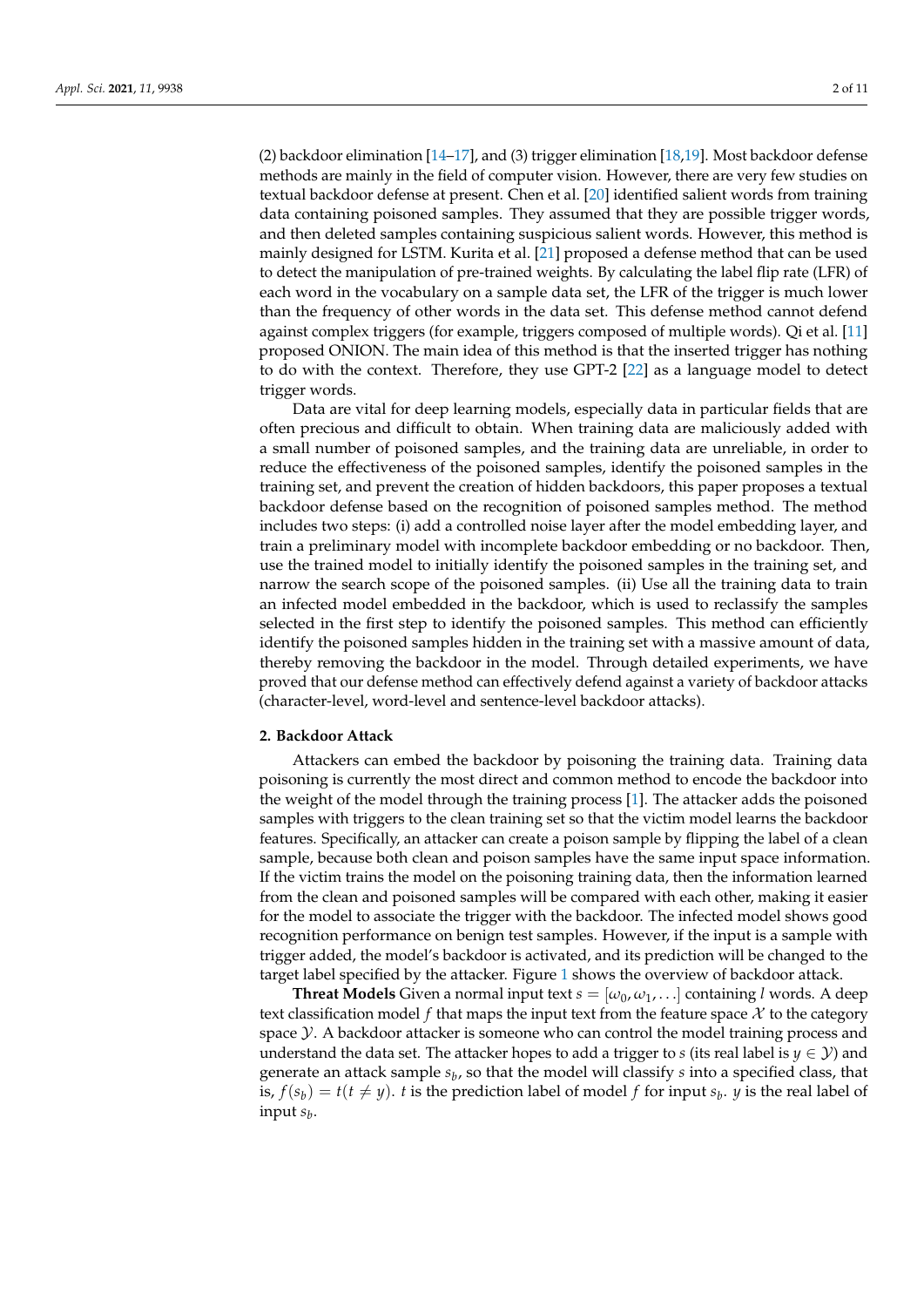(2) backdoor elimination [14–17], and (3) trigger elimination [18,19]. Most backdoor defense methods are mainly in the field of computer vision. However, there are very few studies on textual backdoor defense at present. Chen et al. [20] identified salient words from training data containing poisoned samples. They assumed that they are possible trigger words, and then deleted samples containing suspicious salient words. However, this method is mainly designed for LSTM. Kurita et al. [21] proposed a defense method that can be used to detect the manipulation of pre-trained weights. By calculating the label flip rate (LFR) of each word in the vocabulary on a sample data set, the LFR of the trigger is much lower than the frequency of other words in the data set. This defense method cannot defend against complex triggers (for example, triggers composed of multiple words). Qi et al. [11] proposed ONION. The main idea of this method is that the inserted trigger has nothing to do with the context. Therefore, they use GPT-2 [22] as a language model to detect trigger words.

Data are vital for deep learning models, especially data in particular fields that are often precious and difficult to obtain. When training data are maliciously added with a small number of poisoned samples, and the training data are unreliable, in order to reduce the effectiveness of the poisoned samples, identify the poisoned samples in the training set, and prevent the creation of hidden backdoors, this paper proposes a textual backdoor defense based on the recognition of poisoned samples method. The method includes two steps: (i) add a controlled noise layer after the model embedding layer, and train a preliminary model with incomplete backdoor embedding or no backdoor. Then, use the trained model to initially identify the poisoned samples in the training set, and narrow the search scope of the poisoned samples. (ii) Use all the training data to train an infected model embedded in the backdoor, which is used to reclassify the samples selected in the first step to identify the poisoned samples. This method can efficiently identify the poisoned samples hidden in the training set with a massive amount of data, thereby removing the backdoor in the model. Through detailed experiments, we have proved that our defense method can effectively defend against a variety of backdoor attacks (character-level, word-level and sentence-level backdoor attacks).

## 2. Backdoor Attack

Attackers can embed the backdoor by poisoning the training data. Training data poisoning is currently the most direct and common method to encode the backdoor into the weight of the model through the training process [1]. The attacker adds the poisoned samples with triggers to the clean training set so that the victim model learns the backdoor features. Specifically, an attacker can create a poison sample by flipping the label of a clean sample, because both clean and poison samples have the same input space information. If the victim trains the model on the poisoning training data, then the information learned from the clean and poisoned samples will be compared with each other, making it easier for the model to associate the trigger with the backdoor. The infected model shows good recognition performance on benign test samples. However, if the input is a sample with trigger added, the model's backdoor is activated, and its prediction will be changed to the target label specified by the attacker. Figure 1 shows the overview of backdoor attack.

**Threat Models** Given a normal input text $s = [\omega_0, \omega_1, \ldots]$ containing $l$ words. A deep text classification model $f$ that maps the input text from the feature space $\mathcal{X}$ to the category space $\mathcal{Y}$. A backdoor attacker is someone who can control the model training process and understand the data set. The attacker hopes to add a trigger to $s$ (its real label is $y \in \mathcal{Y}$) and generate an attack sample $s_b$, so that the model will classify $s$ into a specified class, that is, $f(s_b) = t (t \neq y)$. $t$ is the prediction label of model $f$ for input $s_b$. $y$ is the real label of input $s_b$.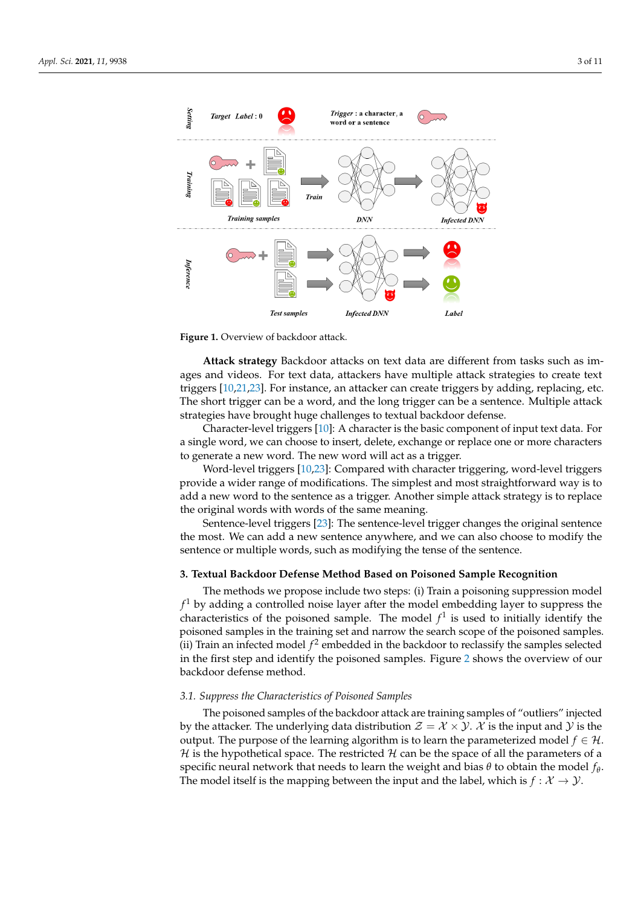Figure 1. Overview of backdoor attack.

**Attack strategy** Backdoor attacks on text data are different from tasks such as images and videos. For text data, attackers have multiple attack strategies to create text triggers [10,21,23]. For instance, an attacker can create triggers by adding, replacing, etc. The short trigger can be a word, and the long trigger can be a sentence. Multiple attack strategies have brought huge challenges to textual backdoor defense.

Character-level triggers [10]: A character is the basic component of input text data. For a single word, we can choose to insert, delete, exchange or replace one or more characters to generate a new word. The new word will act as a trigger.

Word-level triggers [10,23]: Compared with character triggering, word-level triggers provide a wider range of modifications. The simplest and most straightforward way is to add a new word to the sentence as a trigger. Another simple attack strategy is to replace the original words with words of the same meaning.

Sentence-level triggers [23]: The sentence-level trigger changes the original sentence the most. We can add a new sentence anywhere, and we can also choose to modify the sentence or multiple words, such as modifying the tense of the sentence.

## 3. Textual Backdoor Defense Method Based on Poisoned Sample Recognition

The methods we propose include two steps: (i) Train a poisoning suppression model $f^1$ by adding a controlled noise layer after the model embedding layer to suppress the characteristics of the poisoned sample. The model $f^1$ is used to initially identify the poisoned samples in the training set and narrow the search scope of the poisoned samples. (ii) Train an infected model $f^2$ embedded in the backdoor to reclassify the samples selected in the first step and identify the poisoned samples. Figure 2 shows the overview of our backdoor defense method.

### 3.1. Suppress the Characteristics of Poisoned Samples

The poisoned samples of the backdoor attack are training samples of "outliers" injected by the attacker. The underlying data distribution $\mathcal{Z} = \mathcal{X} \times \mathcal{Y}$. $\mathcal{X}$ is the input and $\mathcal{Y}$ is the output. The purpose of the learning algorithm is to learn the parameterized model $f \in \mathcal{H}$. $\mathcal{H}$ is the hypothetical space. The restricted $\mathcal{H}$ can be the space of all the parameters of a specific neural network that needs to learn the weight and bias $\theta$ to obtain the model $f_\theta$. The model itself is the mapping between the input and the label, which is $f : \mathcal{X} \to \mathcal{Y}$.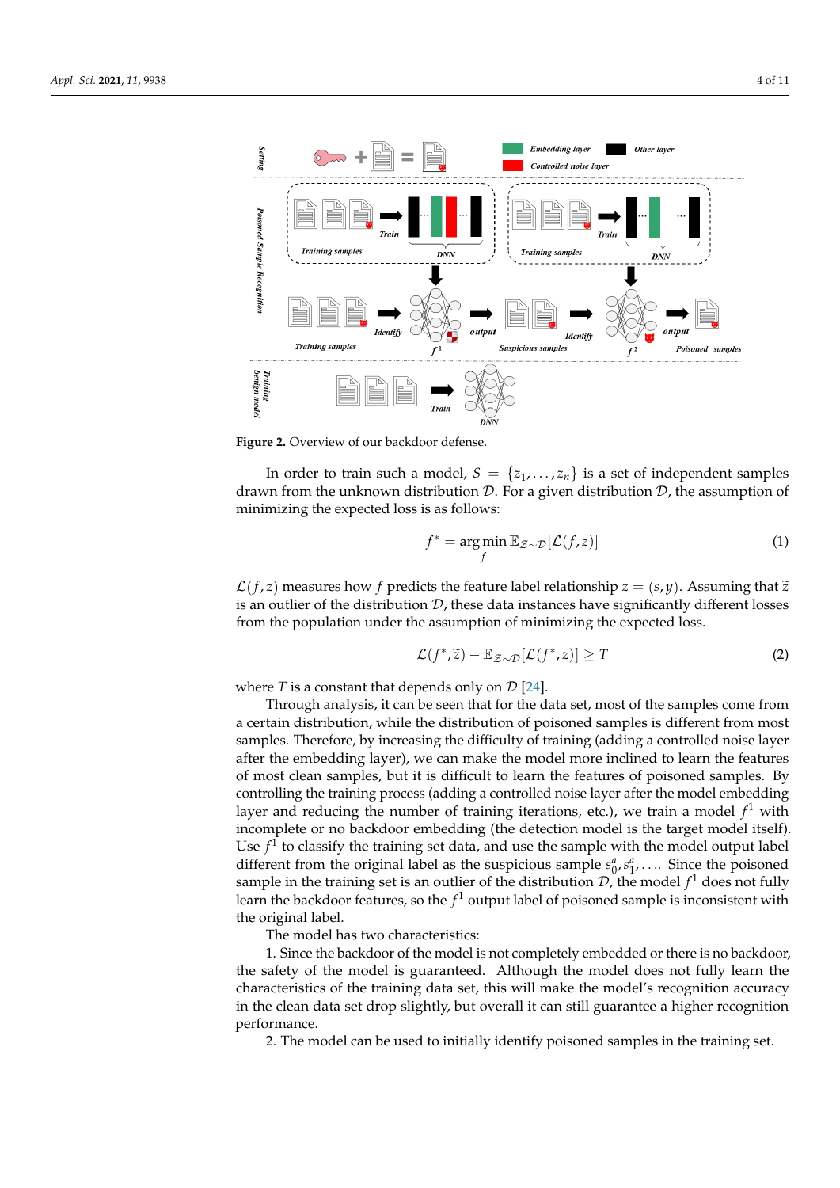**Figure 2.** Overview of our backdoor defense.

In order to train such a model, $S = \{z_1, \ldots, z_n\}$ is a set of independent samples drawn from the unknown distribution $\mathcal{D}$. For a given distribution $\mathcal{D}$, the assumption of minimizing the expected loss is as follows:

$$f^* = \arg\min_{f} \mathbb{E}_{\mathcal{Z}\sim\mathcal{D}}[\mathcal{L}(f,z)] \quad (1)$$

$\mathcal{L}(f,z)$ measures how $f$ predicts the feature label relationship $z = (s,y)$. Assuming that $\tilde{z}$ is an outlier of the distribution $\mathcal{D}$, these data instances have significantly different losses from the population under the assumption of minimizing the expected loss.

$$\mathcal{L}(f^*,\tilde{z}) - \mathbb{E}_{\mathcal{Z}\sim\mathcal{D}}[\mathcal{L}(f^*,z)] \geq T \quad (2)$$

where $T$ is a constant that depends only on $\mathcal{D}$ [24].

Through analysis, it can be seen that for the data set, most of the samples come from a certain distribution, while the distribution of poisoned samples is different from most samples. Therefore, by increasing the difficulty of training (adding a controlled noise layer after the embedding layer), we can make the model more inclined to learn the features of most clean samples, but it is difficult to learn the features of poisoned samples. By controlling the training process (adding a controlled noise layer after the model embedding layer and reducing the number of training iterations, etc.), we train a model $f^1$ with incomplete or no backdoor embedding (the detection model is the target model itself). Use $f^1$ to classify the training set data, and use the sample with the model output label different from the original label as the suspicious sample $s_0^a, s_1^a, \ldots$. Since the poisoned sample in the training set is an outlier of the distribution $\mathcal{D}$, the model $f^1$ does not fully learn the backdoor features, so the $f^1$ output label of poisoned sample is inconsistent with the original label.

The model has two characteristics:

1. Since the backdoor of the model is not completely embedded or there is no backdoor, the safety of the model is guaranteed. Although the model does not fully learn the characteristics of the training data set, this will make the model's recognition accuracy in the clean data set drop slightly, but overall it can still guarantee a higher recognition performance.

2. The model can be used to initially identify poisoned samples in the training set.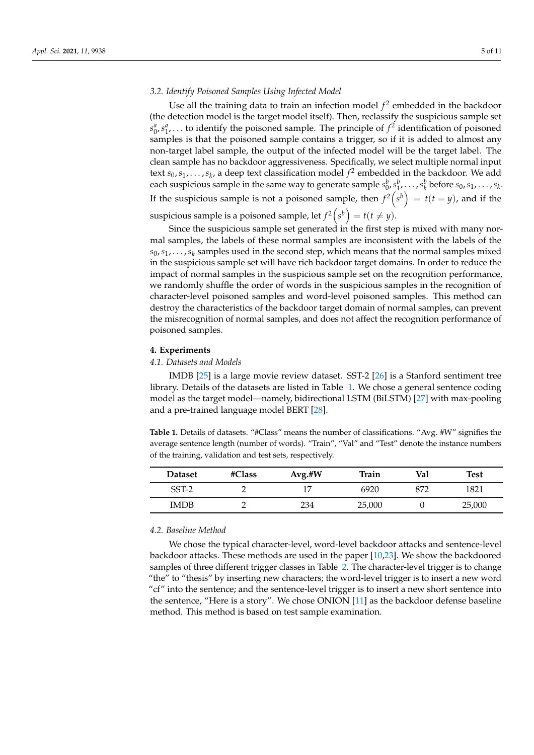### 3.2. Identify Poisoned Samples Using Infected Model

Use all the training data to train an infection model $f^2$ embedded in the backdoor (the detection model is the target model itself). Then, reclassify the suspicious sample set $s_0^a, s_1^a, \ldots$ to identify the poisoned sample. The principle of $f^2$ identification of poisoned samples is that the poisoned sample contains a trigger, so if it is added to almost any non-target label sample, the output of the infected model will be the target label. The clean sample has no backdoor aggressiveness. Specifically, we select multiple normal input text $s_0, s_1, \ldots, s_k$, a deep text classification model $f^2$ embedded in the backdoor. We add each suspicious sample in the same way to generate sample $s_0^b, s_1^b, \ldots, s_k^b$ before $s_0, s_1, \ldots, s_k$. If the suspicious sample is not a poisoned sample, then $f^2\left(s^b\right) = t(t = y)$, and if the suspicious sample is a poisoned sample, let $f^2\left(s^b\right) = t(t \neq y)$.

Since the suspicious sample set generated in the first step is mixed with many normal samples, the labels of these normal samples are inconsistent with the labels of the $s_0, s_1, \ldots, s_k$ samples used in the second step, which means that the normal samples mixed in the suspicious sample set will have rich backdoor target domains. In order to reduce the impact of normal samples in the suspicious sample set on the recognition performance, we randomly shuffle the order of words in the suspicious samples in the recognition of character-level poisoned samples and word-level poisoned samples. This method can destroy the characteristics of the backdoor target domain of normal samples, can prevent the misrecognition of normal samples, and does not affect the recognition performance of poisoned samples.

## 4. Experiments

### 4.1. Datasets and Models

IMDB [25] is a large movie review dataset. SST-2 [26] is a Stanford sentiment tree library. Details of the datasets are listed in Table 1. We chose a general sentence coding model as the target model—namely, bidirectional LSTM (BiLSTM) [27] with max-pooling and a pre-trained language model BERT [28].

**Table 1.** Details of datasets. "#Class" means the number of classifications. "Avg. #W" signifies the average sentence length (number of words). "Train", "Val" and "Test" denote the instance numbers of the training, validation and test sets, respectively.

| Dataset | #Class | Avg.#W | Train | Val | Test |
|---|---|---|---|---|---|
| SST-2 | 2 | 17 | 6920 | 872 | 1821 |
| IMDB | 2 | 234 | 25,000 | 0 | 25,000 |

### 4.2. Baseline Method

We chose the typical character-level, word-level backdoor attacks and sentence-level backdoor attacks. These methods are used in the paper [10,23]. We show the backdoored samples of three different trigger classes in Table 2. The character-level trigger is to change "the" to "thesis" by inserting new characters; the word-level trigger is to insert a new word "cf" into the sentence; and the sentence-level trigger is to insert a new short sentence into the sentence, "Here is a story". We chose ONION [11] as the backdoor defense baseline method. This method is based on test sample examination.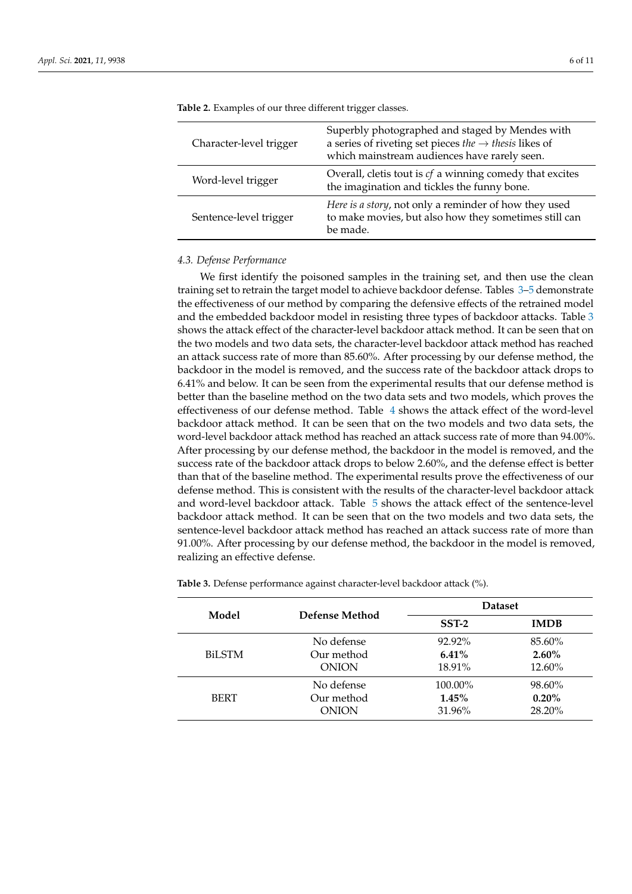**Table 2.** Examples of our three different trigger classes.

| | |
|---|---|
| Character-level trigger | Superbly photographed and staged by Mendes with a series of riveting set pieces *the* → *thesis* likes of which mainstream audiences have rarely seen. |
| Word-level trigger | Overall, cletis tout is *cf* a winning comedy that excites the imagination and tickles the funny bone. |
| Sentence-level trigger | *Here is a story*, not only a reminder of how they used to make movies, but also how they sometimes still can be made. |

### 4.3. Defense Performance

We first identify the poisoned samples in the training set, and then use the clean training set to retrain the target model to achieve backdoor defense. Tables 3–5 demonstrate the effectiveness of our method by comparing the defensive effects of the retrained model and the embedded backdoor model in resisting three types of backdoor attacks. Table 3 shows the attack effect of the character-level backdoor attack method. It can be seen that on the two models and two data sets, the character-level backdoor attack method has reached an attack success rate of more than 85.60%. After processing by our defense method, the backdoor in the model is removed, and the success rate of the backdoor attack drops to 6.41% and below. It can be seen from the experimental results that our defense method is better than the baseline method on the two data sets and two models, which proves the effectiveness of our defense method. Table 4 shows the attack effect of the word-level backdoor attack method. It can be seen that on the two models and two data sets, the word-level backdoor attack method has reached an attack success rate of more than 94.00%. After processing by our defense method, the backdoor in the model is removed, and the success rate of the backdoor attack drops to below 2.60%, and the defense effect is better than that of the baseline method. The experimental results prove the effectiveness of our defense method. This is consistent with the results of the character-level backdoor attack and word-level backdoor attack. Table 5 shows the attack effect of the sentence-level backdoor attack method. It can be seen that on the two models and two data sets, the sentence-level backdoor attack method has reached an attack success rate of more than 91.00%. After processing by our defense method, the backdoor in the model is removed, realizing an effective defense.

**Table 3.** Defense performance against character-level backdoor attack (%).

| Model | Defense Method | Dataset | |
|---|---|---|---|
| | | SST-2 | IMDB |
| BiLSTM | No defense | 92.92% | 85.60% |
| | Our method | **6.41%** | **2.60%** |
| | ONION | 18.91% | 12.60% |
| BERT | No defense | 100.00% | 98.60% |
| | Our method | **1.45%** | **0.20%** |
| | ONION | 31.96% | 28.20% |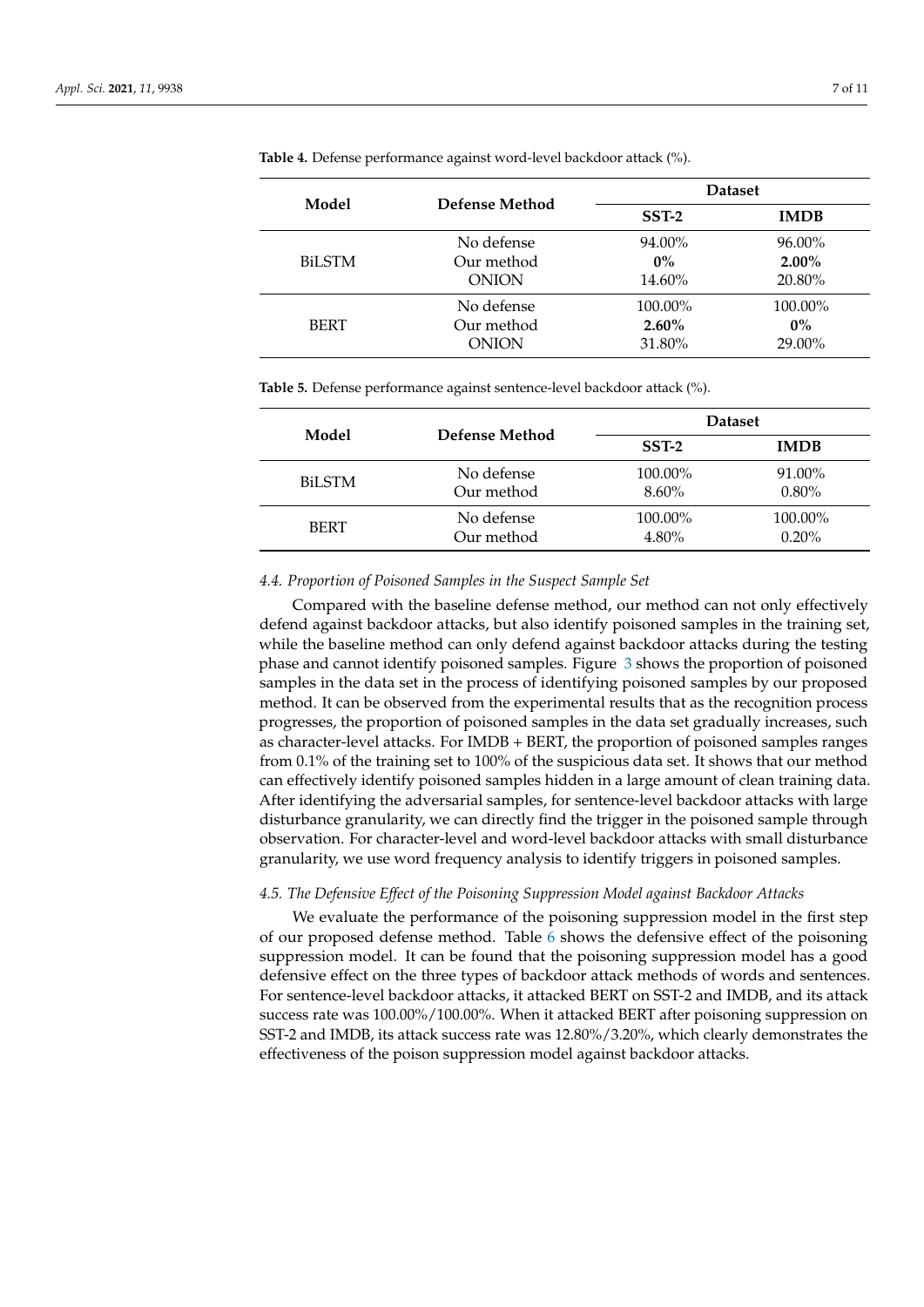**Table 4.** Defense performance against word-level backdoor attack (%).

| Model | Defense Method | Dataset | |
|---|---|---|---|
| | | SST-2 | IMDB |
| BiLSTM | No defense | 94.00% | 96.00% |
| | Our method | **0%** | **2.00%** |
| | ONION | 14.60% | 20.80% |
| BERT | No defense | 100.00% | 100.00% |
| | Our method | **2.60%** | **0%** |
| | ONION | 31.80% | 29.00% |

**Table 5.** Defense performance against sentence-level backdoor attack (%).

| Model | Defense Method | Dataset | |
|---|---|---|---|
| | | SST-2 | IMDB |
| BiLSTM | No defense | 100.00% | 91.00% |
| | Our method | 8.60% | 0.80% |
| BERT | No defense | 100.00% | 100.00% |
| | Our method | 4.80% | 0.20% |

### 4.4. Proportion of Poisoned Samples in the Suspect Sample Set

Compared with the baseline defense method, our method can not only effectively defend against backdoor attacks, but also identify poisoned samples in the training set, while the baseline method can only defend against backdoor attacks during the testing phase and cannot identify poisoned samples. Figure 3 shows the proportion of poisoned samples in the data set in the process of identifying poisoned samples by our proposed method. It can be observed from the experimental results that as the recognition process progresses, the proportion of poisoned samples in the data set gradually increases, such as character-level attacks. For IMDB + BERT, the proportion of poisoned samples ranges from 0.1% of the training set to 100% of the suspicious data set. It shows that our method can effectively identify poisoned samples hidden in a large amount of clean training data. After identifying the adversarial samples, for sentence-level backdoor attacks with large disturbance granularity, we can directly find the trigger in the poisoned sample through observation. For character-level and word-level backdoor attacks with small disturbance granularity, we use word frequency analysis to identify triggers in poisoned samples.

### 4.5. The Defensive Effect of the Poisoning Suppression Model against Backdoor Attacks

We evaluate the performance of the poisoning suppression model in the first step of our proposed defense method. Table 6 shows the defensive effect of the poisoning suppression model. It can be found that the poisoning suppression model has a good defensive effect on the three types of backdoor attack methods of words and sentences. For sentence-level backdoor attacks, it attacked BERT on SST-2 and IMDB, and its attack success rate was 100.00%/100.00%. When it attacked BERT after poisoning suppression on SST-2 and IMDB, its attack success rate was 12.80%/3.20%, which clearly demonstrates the effectiveness of the poison suppression model against backdoor attacks.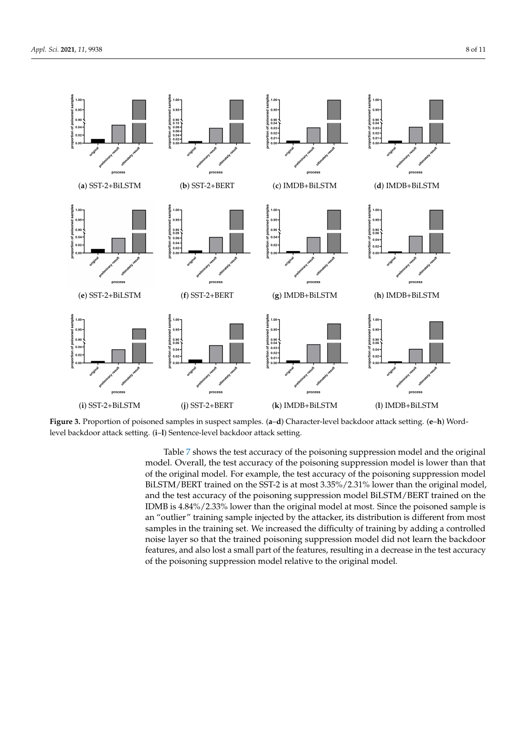(**a**) SST-2+BiLSTM (**b**) SST-2+BERT (**c**) IMDB+BiLSTM (**d**) IMDB+BiLSTM

(**e**) SST-2+BiLSTM (**f**) SST-2+BERT (**g**) IMDB+BiLSTM (**h**) IMDB+BiLSTM

(**i**) SST-2+BiLSTM (**j**) SST-2+BERT (**k**) IMDB+BiLSTM (**l**) IMDB+BiLSTM

**Figure 3.** Proportion of poisoned samples in suspect samples. (**a**–**d**) Character-level backdoor attack setting. (**e**–**h**) Word-level backdoor attack setting. (**i**–**l**) Sentence-level backdoor attack setting.

Table 7 shows the test accuracy of the poisoning suppression model and the original model. Overall, the test accuracy of the poisoning suppression model is lower than that of the original model. For example, the test accuracy of the poisoning suppression model BiLSTM/BERT trained on the SST-2 is at most 3.35%/2.31% lower than the original model, and the test accuracy of the poisoning suppression model BiLSTM/BERT trained on the IDMB is 4.84%/2.33% lower than the original model at most. Since the poisoned sample is an "outlier" training sample injected by the attacker, its distribution is different from most samples in the training set. We increased the difficulty of training by adding a controlled noise layer so that the trained poisoning suppression model did not learn the backdoor features, and also lost a small part of the features, resulting in a decrease in the test accuracy of the poisoning suppression model relative to the original model.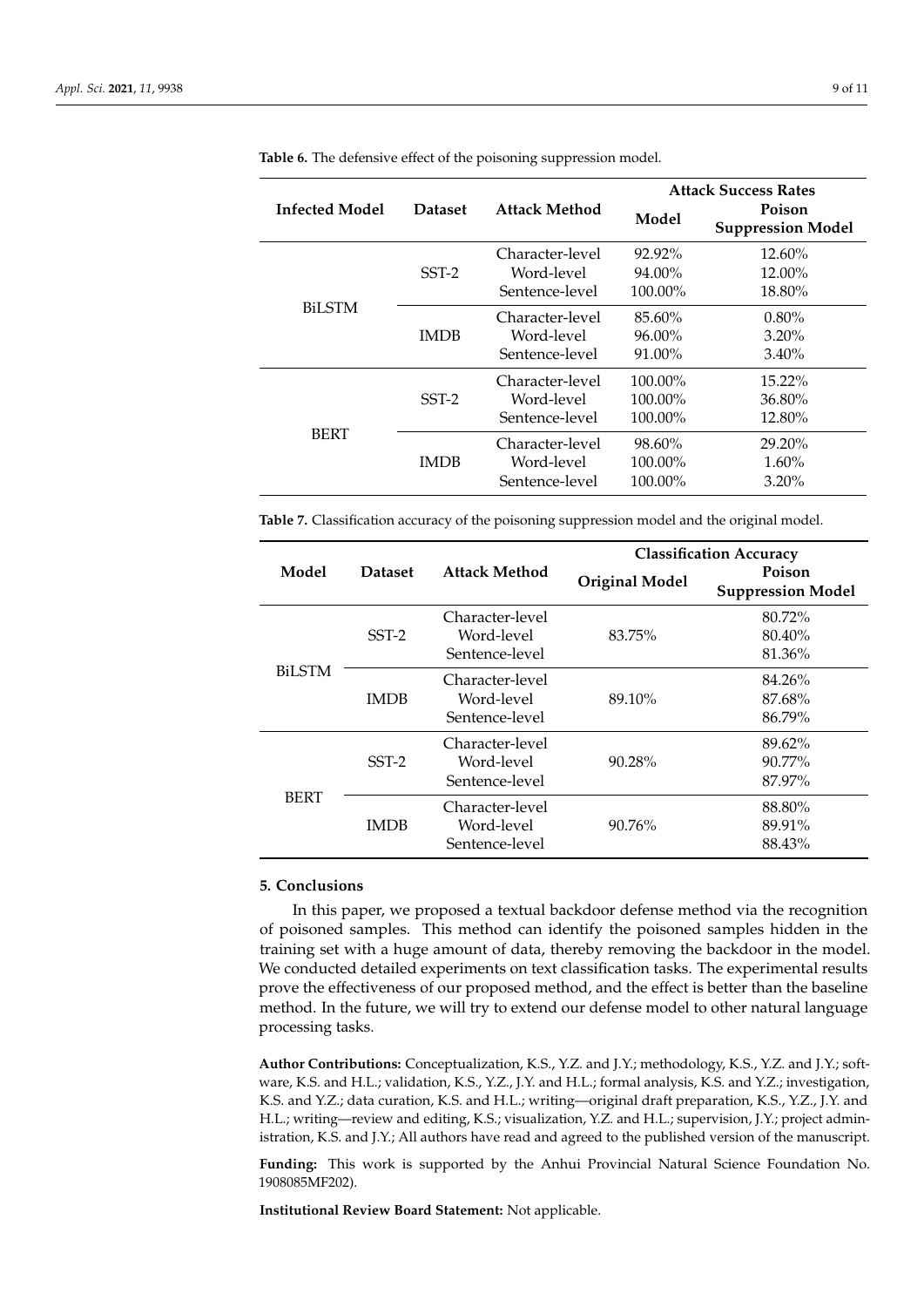**Table 6.** The defensive effect of the poisoning suppression model.

| Infected Model | Dataset | Attack Method | Attack Success Rates | |
|---|---|---|---|---|
| | | | Model | Poison Suppression Model |
| BiLSTM | SST-2 | Character-level | 92.92% | 12.60% |
| | | Word-level | 94.00% | 12.00% |
| | | Sentence-level | 100.00% | 18.80% |
| | IMDB | Character-level | 85.60% | 0.80% |
| | | Word-level | 96.00% | 3.20% |
| | | Sentence-level | 91.00% | 3.40% |
| BERT | SST-2 | Character-level | 100.00% | 15.22% |
| | | Word-level | 100.00% | 36.80% |
| | | Sentence-level | 100.00% | 12.80% |
| | IMDB | Character-level | 98.60% | 29.20% |
| | | Word-level | 100.00% | 1.60% |
| | | Sentence-level | 100.00% | 3.20% |

**Table 7.** Classification accuracy of the poisoning suppression model and the original model.

| Model | Dataset | Attack Method | Classification Accuracy | |
|---|---|---|---|---|
| | | | Original Model | Poison Suppression Model |
| BiLSTM | SST-2 | Character-level | 83.75% | 80.72% |
| | | Word-level | | 80.40% |
| | | Sentence-level | | 81.36% |
| | IMDB | Character-level | 89.10% | 84.26% |
| | | Word-level | | 87.68% |
| | | Sentence-level | | 86.79% |
| BERT | SST-2 | Character-level | 90.28% | 89.62% |
| | | Word-level | | 90.77% |
| | | Sentence-level | | 87.97% |
| | IMDB | Character-level | 90.76% | 88.80% |
| | | Word-level | | 89.91% |
| | | Sentence-level | | 88.43% |

## 5. Conclusions

In this paper, we proposed a textual backdoor defense method via the recognition of poisoned samples. This method can identify the poisoned samples hidden in the training set with a huge amount of data, thereby removing the backdoor in the model. We conducted detailed experiments on text classification tasks. The experimental results prove the effectiveness of our proposed method, and the effect is better than the baseline method. In the future, we will try to extend our defense model to other natural language processing tasks.

**Author Contributions:** Conceptualization, K.S., Y.Z. and J.Y.; methodology, K.S., Y.Z. and J.Y.; software, K.S. and H.L.; validation, K.S., Y.Z., J.Y. and H.L.; formal analysis, K.S. and Y.Z.; investigation, K.S. and Y.Z.; data curation, K.S. and H.L.; writing—original draft preparation, K.S., Y.Z., J.Y. and H.L.; writing—review and editing, K.S.; visualization, Y.Z. and H.L.; supervision, J.Y.; project administration, K.S. and J.Y.; All authors have read and agreed to the published version of the manuscript.

**Funding:** This work is supported by the Anhui Provincial Natural Science Foundation No. 1908085MF202).

**Institutional Review Board Statement:** Not applicable.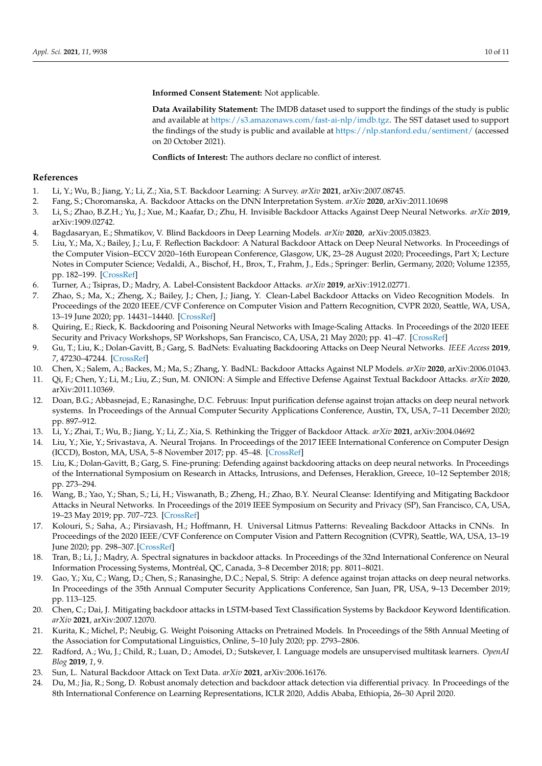**Informed Consent Statement:** Not applicable.

**Data Availability Statement:** The IMDB dataset used to support the findings of the study is public and available at https://s3.amazonaws.com/fast-ai-nlp/imdb.tgz. The SST dataset used to support the findings of the study is public and available at https://nlp.stanford.edu/sentiment/ (accessed on 20 October 2021).

**Conflicts of Interest:** The authors declare no conflict of interest.

## References

1. Li, Y.; Wu, B.; Jiang, Y.; Li, Z.; Xia, S.T. Backdoor Learning: A Survey. *arXiv* **2021**, arXiv:2007.08745.
2. Fang, S.; Choromanska, A. Backdoor Attacks on the DNN Interpretation System. *arXiv* **2020**, arXiv:2011.10698
3. Li, S.; Zhao, B.Z.H.; Yu, J.; Xue, M.; Kaafar, D.; Zhu, H. Invisible Backdoor Attacks Against Deep Neural Networks. *arXiv* **2019**, arXiv:1909.02742.
4. Bagdasaryan, E.; Shmatikov, V. Blind Backdoors in Deep Learning Models. *arXiv* **2020**, arXiv:2005.03823.
5. Liu, Y.; Ma, X.; Bailey, J.; Lu, F. Reflection Backdoor: A Natural Backdoor Attack on Deep Neural Networks. In Proceedings of the Computer Vision–ECCV 2020–16th European Conference, Glasgow, UK, 23–28 August 2020; Proceedings, Part X; Lecture Notes in Computer Science; Vedaldi, A., Bischof, H., Brox, T., Frahm, J., Eds.; Springer: Berlin, Germany, 2020; Volume 12355, pp. 182–199. [CrossRef]
6. Turner, A.; Tsipras, D.; Madry, A. Label-Consistent Backdoor Attacks. *arXiv* **2019**, arXiv:1912.02771.
7. Zhao, S.; Ma, X.; Zheng, X.; Bailey, J.; Chen, J.; Jiang, Y. Clean-Label Backdoor Attacks on Video Recognition Models. In Proceedings of the 2020 IEEE/CVF Conference on Computer Vision and Pattern Recognition, CVPR 2020, Seattle, WA, USA, 13–19 June 2020; pp. 14431–14440. [CrossRef]
8. Quiring, E.; Rieck, K. Backdooring and Poisoning Neural Networks with Image-Scaling Attacks. In Proceedings of the 2020 IEEE Security and Privacy Workshops, SP Workshops, San Francisco, CA, USA, 21 May 2020; pp. 41–47. [CrossRef]
9. Gu, T.; Liu, K.; Dolan-Gavitt, B.; Garg, S. BadNets: Evaluating Backdooring Attacks on Deep Neural Networks. *IEEE Access* **2019**, *7*, 47230–47244. [CrossRef]
10. Chen, X.; Salem, A.; Backes, M.; Ma, S.; Zhang, Y. BadNL: Backdoor Attacks Against NLP Models. *arXiv* **2020**, arXiv:2006.01043.
11. Qi, F.; Chen, Y.; Li, M.; Liu, Z.; Sun, M. ONION: A Simple and Effective Defense Against Textual Backdoor Attacks. *arXiv* **2020**, arXiv:2011.10369.
12. Doan, B.G.; Abbasnejad, E.; Ranasinghe, D.C. Februus: Input purification defense against trojan attacks on deep neural network systems. In Proceedings of the Annual Computer Security Applications Conference, Austin, TX, USA, 7–11 December 2020; pp. 897–912.
13. Li, Y.; Zhai, T.; Wu, B.; Jiang, Y.; Li, Z.; Xia, S. Rethinking the Trigger of Backdoor Attack. *arXiv* **2021**, arXiv:2004.04692
14. Liu, Y.; Xie, Y.; Srivastava, A. Neural Trojans. In Proceedings of the 2017 IEEE International Conference on Computer Design (ICCD), Boston, MA, USA, 5–8 November 2017; pp. 45–48. [CrossRef]
15. Liu, K.; Dolan-Gavitt, B.; Garg, S. Fine-pruning: Defending against backdooring attacks on deep neural networks. In Proceedings of the International Symposium on Research in Attacks, Intrusions, and Defenses, Heraklion, Greece, 10–12 September 2018; pp. 273–294.
16. Wang, B.; Yao, Y.; Shan, S.; Li, H.; Viswanath, B.; Zheng, H.; Zhao, B.Y. Neural Cleanse: Identifying and Mitigating Backdoor Attacks in Neural Networks. In Proceedings of the 2019 IEEE Symposium on Security and Privacy (SP), San Francisco, CA, USA, 19–23 May 2019; pp. 707–723. [CrossRef]
17. Kolouri, S.; Saha, A.; Pirsiavash, H.; Hoffmann, H. Universal Litmus Patterns: Revealing Backdoor Attacks in CNNs. In Proceedings of the 2020 IEEE/CVF Conference on Computer Vision and Pattern Recognition (CVPR), Seattle, WA, USA, 13–19 June 2020; pp. 298–307. [CrossRef]
18. Tran, B.; Li, J.; Mądry, A. Spectral signatures in backdoor attacks. In Proceedings of the 32nd International Conference on Neural Information Processing Systems, Montréal, QC, Canada, 3–8 December 2018; pp. 8011–8021.
19. Gao, Y.; Xu, C.; Wang, D.; Chen, S.; Ranasinghe, D.C.; Nepal, S. Strip: A defence against trojan attacks on deep neural networks. In Proceedings of the 35th Annual Computer Security Applications Conference, San Juan, PR, USA, 9–13 December 2019; pp. 113–125.
20. Chen, C.; Dai, J. Mitigating backdoor attacks in LSTM-based Text Classification Systems by Backdoor Keyword Identification. *arXiv* **2021**, arXiv:2007.12070.
21. Kurita, K.; Michel, P.; Neubig, G. Weight Poisoning Attacks on Pretrained Models. In Proceedings of the 58th Annual Meeting of the Association for Computational Linguistics, Online, 5–10 July 2020; pp. 2793–2806.
22. Radford, A.; Wu, J.; Child, R.; Luan, D.; Amodei, D.; Sutskever, I. Language models are unsupervised multitask learners. *OpenAI Blog* **2019**, *1*, 9.
23. Sun, L. Natural Backdoor Attack on Text Data. *arXiv* **2021**, arXiv:2006.16176.
24. Du, M.; Jia, R.; Song, D. Robust anomaly detection and backdoor attack detection via differential privacy. In Proceedings of the 8th International Conference on Learning Representations, ICLR 2020, Addis Ababa, Ethiopia, 26–30 April 2020.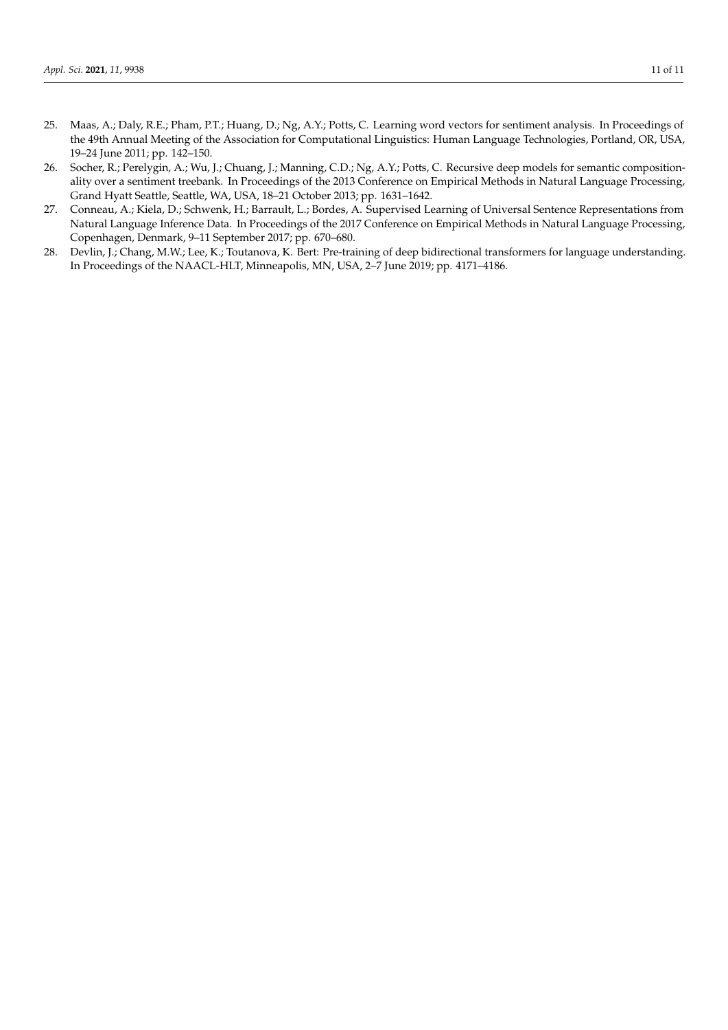25. Maas, A.; Daly, R.E.; Pham, P.T.; Huang, D.; Ng, A.Y.; Potts, C. Learning word vectors for sentiment analysis. In Proceedings of the 49th Annual Meeting of the Association for Computational Linguistics: Human Language Technologies, Portland, OR, USA, 19–24 June 2011; pp. 142–150.
26. Socher, R.; Perelygin, A.; Wu, J.; Chuang, J.; Manning, C.D.; Ng, A.Y.; Potts, C. Recursive deep models for semantic compositionality over a sentiment treebank. In Proceedings of the 2013 Conference on Empirical Methods in Natural Language Processing, Grand Hyatt Seattle, Seattle, WA, USA, 18–21 October 2013; pp. 1631–1642.
27. Conneau, A.; Kiela, D.; Schwenk, H.; Barrault, L.; Bordes, A. Supervised Learning of Universal Sentence Representations from Natural Language Inference Data. In Proceedings of the 2017 Conference on Empirical Methods in Natural Language Processing, Copenhagen, Denmark, 9–11 September 2017; pp. 670–680.
28. Devlin, J.; Chang, M.W.; Lee, K.; Toutanova, K. Bert: Pre-training of deep bidirectional transformers for language understanding. In Proceedings of the NAACL-HLT, Minneapolis, MN, USA, 2–7 June 2019; pp. 4171–4186.